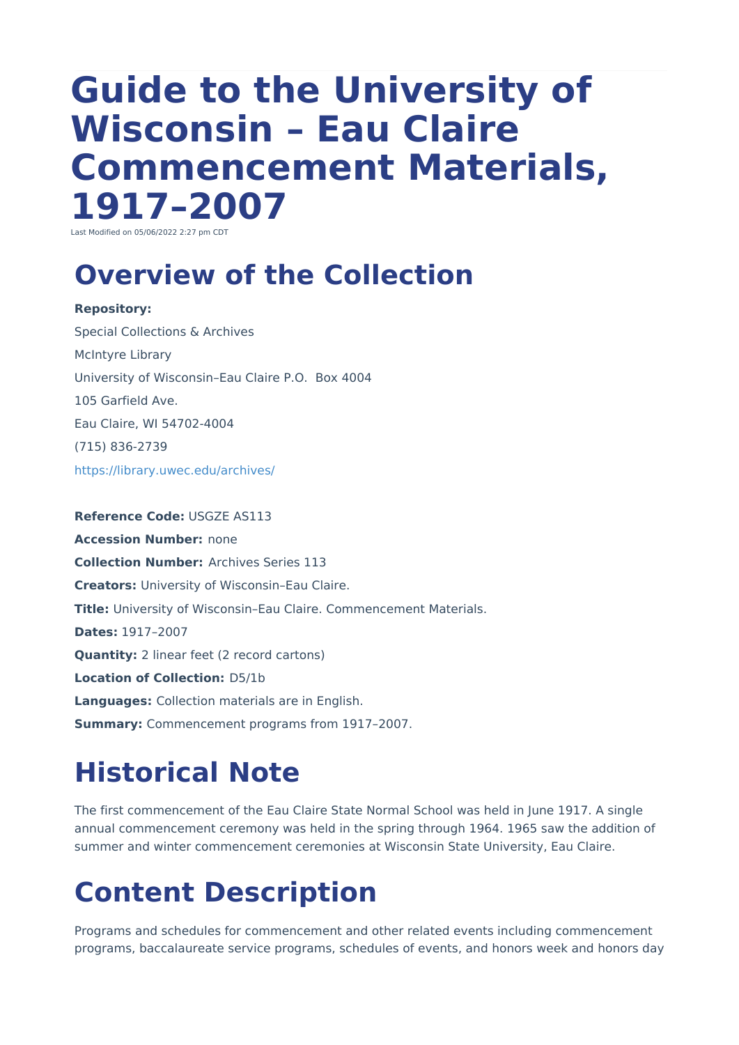# Guide to the University of Wisconsin – Eau Claire Commencement Materials, 1917–2007

Last Modified on 05/06/2022 2:27 pm CDT

## Overview of the Collection

**Repository:**

Special Collections & Archives

McIntyre Library

University of Wisconsin–Eau Claire P.O.  Box 4004

105 Garfield Ave.

Eau Claire, WI 54702-4004

(715) 836-2739

https://library.uwec.edu/archives/

**Reference Code:** USGZE AS113

**Accession Number:** none

**Collection Number:** Archives Series 113

**Creators:** University of Wisconsin–Eau Claire.

**Title:** University of Wisconsin–Eau Claire. Commencement Materials.

**Dates:** 1917–2007

**Quantity:** 2 linear feet (2 record cartons)

**Location of Collection:** D5/1b

**Languages:** Collection materials are in English.

**Summary:** Commencement programs from 1917–2007.

## Historical Note

The first commencement of the Eau Claire State Normal School was held in June 1917. A single annual commencement ceremony was held in the spring through 1964. 1965 saw the addition of summer and winter commencement ceremonies at Wisconsin State University, Eau Claire.

## Content Description

Programs and schedules for commencement and other related events including commencement programs, baccalaureate service programs, schedules of events, and honors week and honors day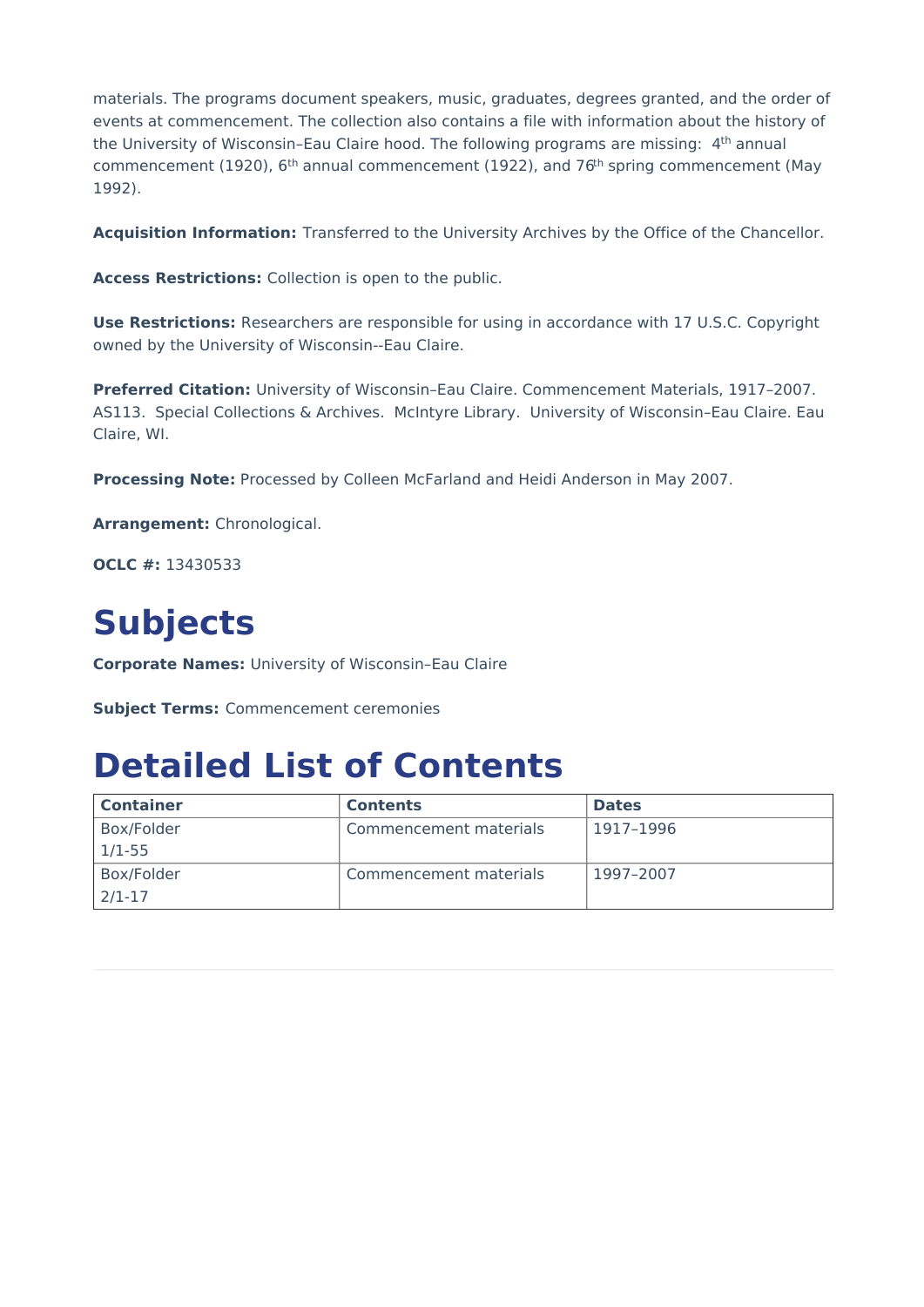materials. The programs document speakers, music, graduates, degrees granted, and the order of events at commencement. The collection also contains a file with information about the history of the University of Wisconsin–Eau Claire hood. The following programs are missing: 4th annual commencement (1920), 6th annual commencement (1922), and 76th spring commencement (May 1992).

**Acquisition Information:** Transferred to the University Archives by the Office of the Chancellor.

**Access Restrictions:** Collection is open to the public.

**Use Restrictions:** Researchers are responsible for using in accordance with 17 U.S.C. Copyright owned by the University of Wisconsin--Eau Claire.

**Preferred Citation:** University of Wisconsin–Eau Claire. Commencement Materials, 1917–2007. AS113. Special Collections & Archives. McIntyre Library. University of Wisconsin–Eau Claire. Eau Claire, WI.

**Processing Note:** Processed by Colleen McFarland and Heidi Anderson in May 2007.

**Arrangement:** Chronological.

**OCLC #:** 13430533

# Subjects

**Corporate Names:** University of Wisconsin–Eau Claire

**Subject Terms:** Commencement ceremonies

# Detailed List of Contents

| Container | Contents | Dates |
|---|---|---|
| Box/Folder 1/1-55 | Commencement materials | 1917–1996 |
| Box/Folder 2/1-17 | Commencement materials | 1997–2007 |